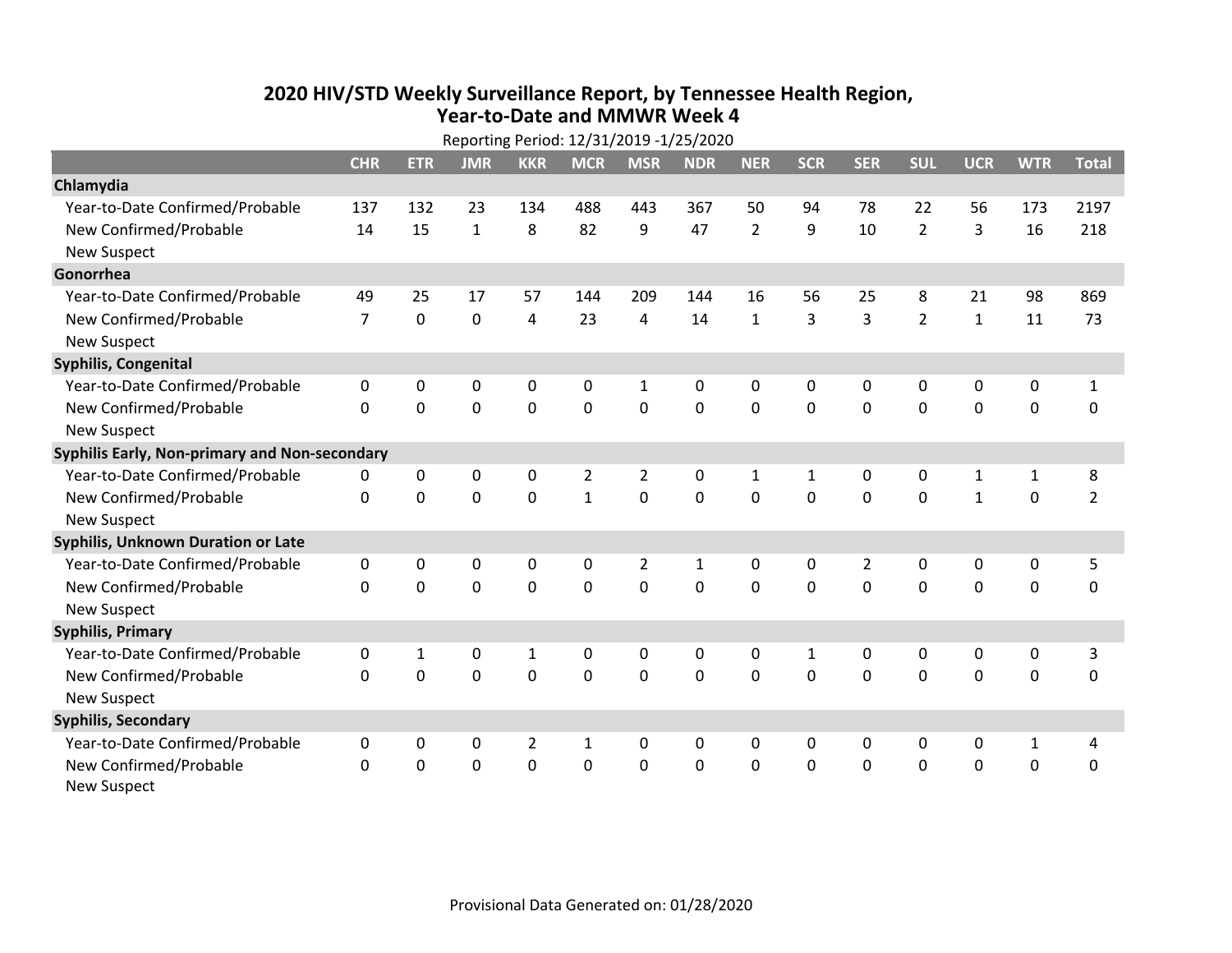# 2020 HIV/STD Weekly Surveillance Report, by Tennessee Health Region, Year-to-Date and MMWR Week 4

Reporting Period: 12/31/2019 -1/25/2020

| | CHR | ETR | JMR | KKR | MCR | MSR | NDR | NER | SCR | SER | SUL | UCR | WTR | Total |
|---|---|---|---|---|---|---|---|---|---|---|---|---|---|---|
| **Chlamydia** | | | | | | | | | | | | | | |
| Year-to-Date Confirmed/Probable | 137 | 132 | 23 | 134 | 488 | 443 | 367 | 50 | 94 | 78 | 22 | 56 | 173 | 2197 |
| New Confirmed/Probable | 14 | 15 | 1 | 8 | 82 | 9 | 47 | 2 | 9 | 10 | 2 | 3 | 16 | 218 |
| New Suspect | | | | | | | | | | | | | | |
| **Gonorrhea** | | | | | | | | | | | | | | |
| Year-to-Date Confirmed/Probable | 49 | 25 | 17 | 57 | 144 | 209 | 144 | 16 | 56 | 25 | 8 | 21 | 98 | 869 |
| New Confirmed/Probable | 7 | 0 | 0 | 4 | 23 | 4 | 14 | 1 | 3 | 3 | 2 | 1 | 11 | 73 |
| New Suspect | | | | | | | | | | | | | | |
| **Syphilis, Congenital** | | | | | | | | | | | | | | |
| Year-to-Date Confirmed/Probable | 0 | 0 | 0 | 0 | 0 | 1 | 0 | 0 | 0 | 0 | 0 | 0 | 0 | 1 |
| New Confirmed/Probable | 0 | 0 | 0 | 0 | 0 | 0 | 0 | 0 | 0 | 0 | 0 | 0 | 0 | 0 |
| New Suspect | | | | | | | | | | | | | | |
| **Syphilis Early, Non-primary and Non-secondary** | | | | | | | | | | | | | | |
| Year-to-Date Confirmed/Probable | 0 | 0 | 0 | 0 | 2 | 2 | 0 | 1 | 1 | 0 | 0 | 1 | 1 | 8 |
| New Confirmed/Probable | 0 | 0 | 0 | 0 | 1 | 0 | 0 | 0 | 0 | 0 | 0 | 1 | 0 | 2 |
| New Suspect | | | | | | | | | | | | | | |
| **Syphilis, Unknown Duration or Late** | | | | | | | | | | | | | | |
| Year-to-Date Confirmed/Probable | 0 | 0 | 0 | 0 | 0 | 2 | 1 | 0 | 0 | 2 | 0 | 0 | 0 | 5 |
| New Confirmed/Probable | 0 | 0 | 0 | 0 | 0 | 0 | 0 | 0 | 0 | 0 | 0 | 0 | 0 | 0 |
| New Suspect | | | | | | | | | | | | | | |
| **Syphilis, Primary** | | | | | | | | | | | | | | |
| Year-to-Date Confirmed/Probable | 0 | 1 | 0 | 1 | 0 | 0 | 0 | 0 | 1 | 0 | 0 | 0 | 0 | 3 |
| New Confirmed/Probable | 0 | 0 | 0 | 0 | 0 | 0 | 0 | 0 | 0 | 0 | 0 | 0 | 0 | 0 |
| New Suspect | | | | | | | | | | | | | | |
| **Syphilis, Secondary** | | | | | | | | | | | | | | |
| Year-to-Date Confirmed/Probable | 0 | 0 | 0 | 2 | 1 | 0 | 0 | 0 | 0 | 0 | 0 | 0 | 1 | 4 |
| New Confirmed/Probable | 0 | 0 | 0 | 0 | 0 | 0 | 0 | 0 | 0 | 0 | 0 | 0 | 0 | 0 |
| New Suspect | | | | | | | | | | | | | | |

Provisional Data Generated on: 01/28/2020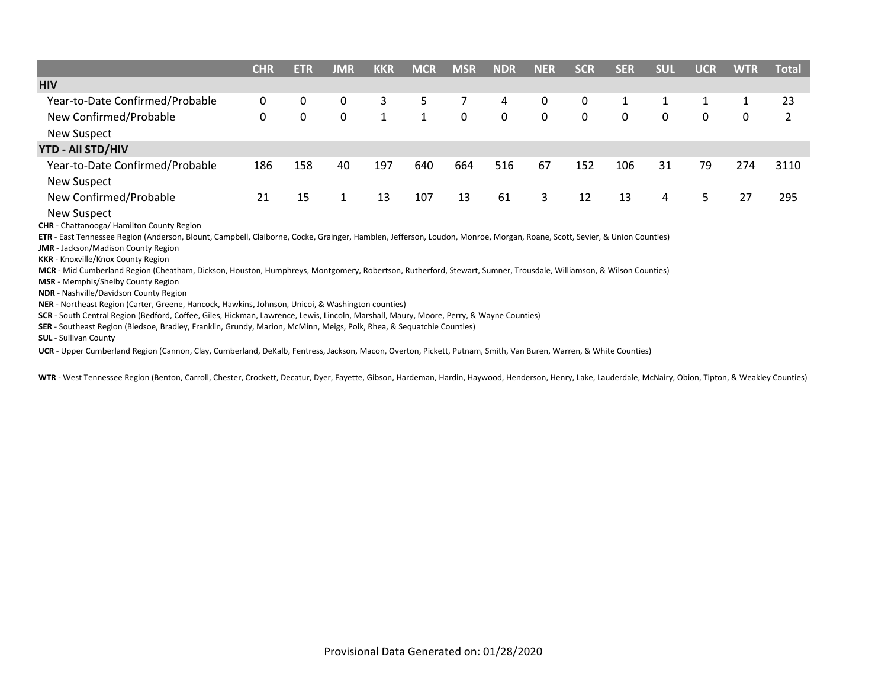| | CHR | ETR | JMR | KKR | MCR | MSR | NDR | NER | SCR | SER | SUL | UCR | WTR | Total |
|---|---|---|---|---|---|---|---|---|---|---|---|---|---|---|
| **HIV** | | | | | | | | | | | | | | |
| Year-to-Date Confirmed/Probable | 0 | 0 | 0 | 3 | 5 | 7 | 4 | 0 | 0 | 1 | 1 | 1 | 1 | 23 |
| New Confirmed/Probable | 0 | 0 | 0 | 1 | 1 | 0 | 0 | 0 | 0 | 0 | 0 | 0 | 0 | 2 |
| New Suspect | | | | | | | | | | | | | | |
| **YTD - All STD/HIV** | | | | | | | | | | | | | | |
| Year-to-Date Confirmed/Probable | 186 | 158 | 40 | 197 | 640 | 664 | 516 | 67 | 152 | 106 | 31 | 79 | 274 | 3110 |
| New Suspect | | | | | | | | | | | | | | |
| New Confirmed/Probable | 21 | 15 | 1 | 13 | 107 | 13 | 61 | 3 | 12 | 13 | 4 | 5 | 27 | 295 |
| New Suspect | | | | | | | | | | | | | | |

**CHR** - Chattanooga/ Hamilton County Region

**ETR** - East Tennessee Region (Anderson, Blount, Campbell, Claiborne, Cocke, Grainger, Hamblen, Jefferson, Loudon, Monroe, Morgan, Roane, Scott, Sevier, & Union Counties)

**JMR** - Jackson/Madison County Region

**KKR** - Knoxville/Knox County Region

**MCR** - Mid Cumberland Region (Cheatham, Dickson, Houston, Humphreys, Montgomery, Robertson, Rutherford, Stewart, Sumner, Trousdale, Williamson, & Wilson Counties)

**MSR** - Memphis/Shelby County Region

**NDR** - Nashville/Davidson County Region

**NER** - Northeast Region (Carter, Greene, Hancock, Hawkins, Johnson, Unicoi, & Washington counties)

**SCR** - South Central Region (Bedford, Coffee, Giles, Hickman, Lawrence, Lewis, Lincoln, Marshall, Maury, Moore, Perry, & Wayne Counties)

**SER** - Southeast Region (Bledsoe, Bradley, Franklin, Grundy, Marion, McMinn, Meigs, Polk, Rhea, & Sequatchie Counties)

**SUL** - Sullivan County

**UCR** - Upper Cumberland Region (Cannon, Clay, Cumberland, DeKalb, Fentress, Jackson, Macon, Overton, Pickett, Putnam, Smith, Van Buren, Warren, & White Counties)

**WTR** - West Tennessee Region (Benton, Carroll, Chester, Crockett, Decatur, Dyer, Fayette, Gibson, Hardeman, Hardin, Haywood, Henderson, Henry, Lake, Lauderdale, McNairy, Obion, Tipton, & Weakley Counties)

Provisional Data Generated on: 01/28/2020